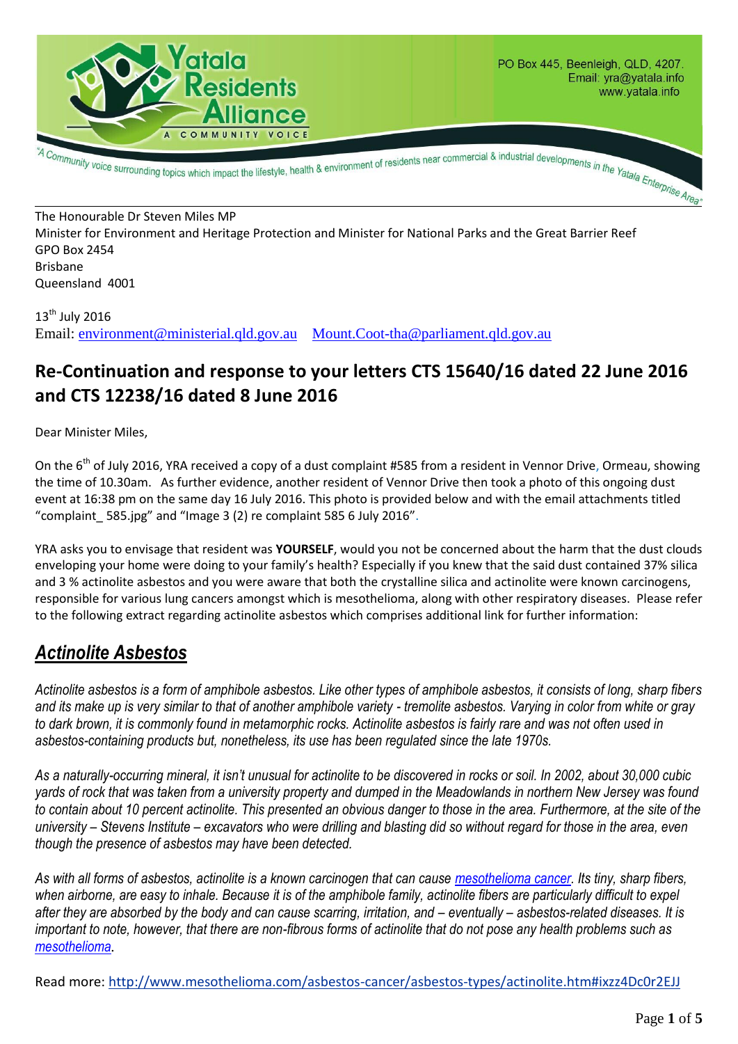Yatala Residents Alliance
A COMMUNITY VOICE

PO Box 445, Beenleigh, QLD, 4207.
Email: yra@yatala.info
www.yatala.info

"A Community voice surrounding topics which impact the lifestyle, health & environment of residents near commercial & industrial developments in the Yatala Enterprise Area"

The Honourable Dr Steven Miles MP
Minister for Environment and Heritage Protection and Minister for National Parks and the Great Barrier Reef
GPO Box 2454
Brisbane
Queensland 4001

13th July 2016
Email: environment@ministerial.qld.gov.au   Mount.Coot-tha@parliament.qld.gov.au

## Re-Continuation and response to your letters CTS 15640/16 dated 22 June 2016 and CTS 12238/16 dated 8 June 2016

Dear Minister Miles,

On the 6th of July 2016, YRA received a copy of a dust complaint #585 from a resident in Vennor Drive, Ormeau, showing the time of 10.30am. As further evidence, another resident of Vennor Drive then took a photo of this ongoing dust event at 16:38 pm on the same day 16 July 2016. This photo is provided below and with the email attachments titled "complaint_ 585.jpg" and "Image 3 (2) re complaint 585 6 July 2016".

YRA asks you to envisage that resident was **YOURSELF**, would you not be concerned about the harm that the dust clouds enveloping your home were doing to your family's health? Especially if you knew that the said dust contained 37% silica and 3 % actinolite asbestos and you were aware that both the crystalline silica and actinolite were known carcinogens, responsible for various lung cancers amongst which is mesothelioma, along with other respiratory diseases. Please refer to the following extract regarding actinolite asbestos which comprises additional link for further information:

## *Actinolite Asbestos*

*Actinolite asbestos is a form of amphibole asbestos. Like other types of amphibole asbestos, it consists of long, sharp fibers and its make up is very similar to that of another amphibole variety - tremolite asbestos. Varying in color from white or gray to dark brown, it is commonly found in metamorphic rocks. Actinolite asbestos is fairly rare and was not often used in asbestos-containing products but, nonetheless, its use has been regulated since the late 1970s.*

*As a naturally-occurring mineral, it isn't unusual for actinolite to be discovered in rocks or soil. In 2002, about 30,000 cubic yards of rock that was taken from a university property and dumped in the Meadowlands in northern New Jersey was found to contain about 10 percent actinolite. This presented an obvious danger to those in the area. Furthermore, at the site of the university – Stevens Institute – excavators who were drilling and blasting did so without regard for those in the area, even though the presence of asbestos may have been detected.*

*As with all forms of asbestos, actinolite is a known carcinogen that can cause mesothelioma cancer. Its tiny, sharp fibers, when airborne, are easy to inhale. Because it is of the amphibole family, actinolite fibers are particularly difficult to expel after they are absorbed by the body and can cause scarring, irritation, and – eventually – asbestos-related diseases. It is important to note, however, that there are non-fibrous forms of actinolite that do not pose any health problems such as mesothelioma.*

Read more: http://www.mesothelioma.com/asbestos-cancer/asbestos-types/actinolite.htm#ixzz4Dc0r2EJJ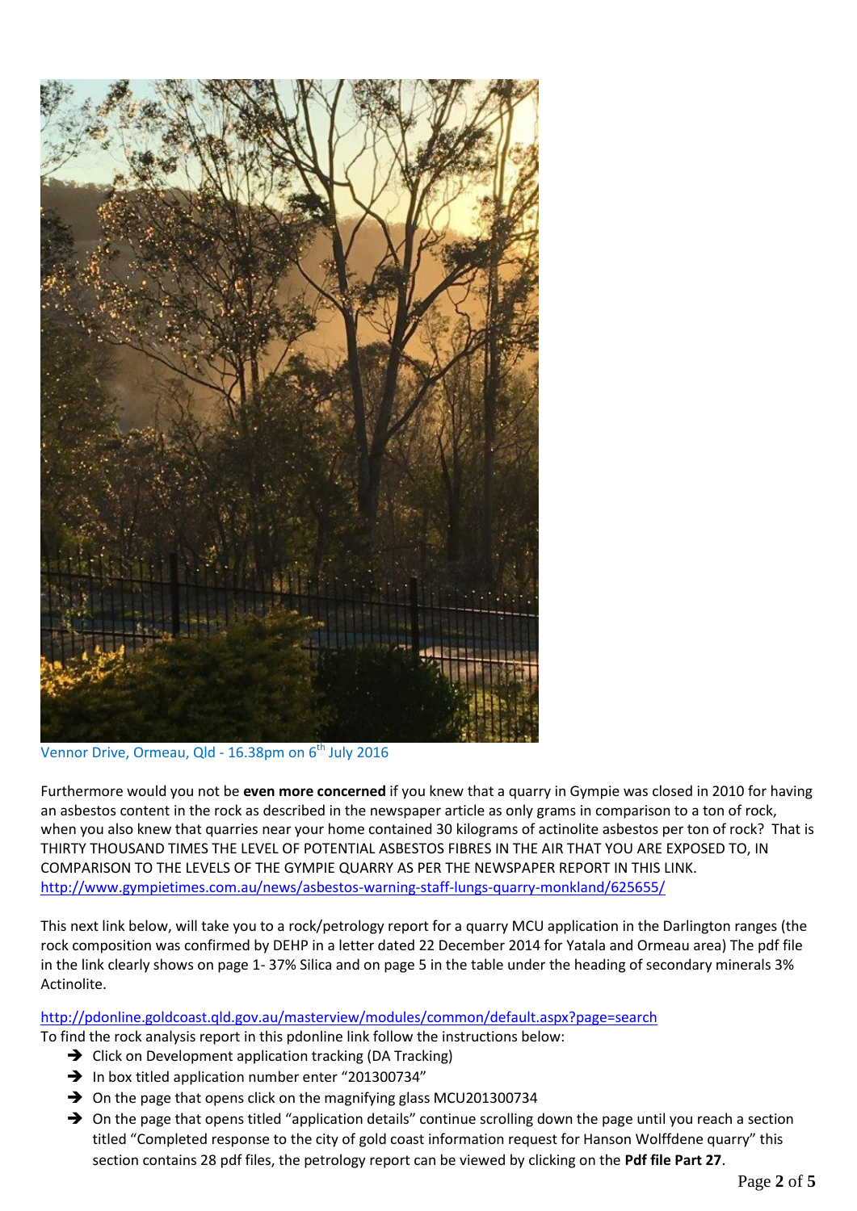Vennor Drive, Ormeau, Qld - 16.38pm on 6th July 2016

Furthermore would you not be **even more concerned** if you knew that a quarry in Gympie was closed in 2010 for having an asbestos content in the rock as described in the newspaper article as only grams in comparison to a ton of rock, when you also knew that quarries near your home contained 30 kilograms of actinolite asbestos per ton of rock? That is THIRTY THOUSAND TIMES THE LEVEL OF POTENTIAL ASBESTOS FIBRES IN THE AIR THAT YOU ARE EXPOSED TO, IN COMPARISON TO THE LEVELS OF THE GYMPIE QUARRY AS PER THE NEWSPAPER REPORT IN THIS LINK.
http://www.gympietimes.com.au/news/asbestos-warning-staff-lungs-quarry-monkland/625655/

This next link below, will take you to a rock/petrology report for a quarry MCU application in the Darlington ranges (the rock composition was confirmed by DEHP in a letter dated 22 December 2014 for Yatala and Ormeau area) The pdf file in the link clearly shows on page 1- 37% Silica and on page 5 in the table under the heading of secondary minerals 3% Actinolite.

http://pdonline.goldcoast.qld.gov.au/masterview/modules/common/default.aspx?page=search
To find the rock analysis report in this pdonline link follow the instructions below:

- ➔ Click on Development application tracking (DA Tracking)
- ➔ In box titled application number enter "201300734"
- ➔ On the page that opens click on the magnifying glass MCU201300734
- ➔ On the page that opens titled "application details" continue scrolling down the page until you reach a section titled "Completed response to the city of gold coast information request for Hanson Wolffdene quarry" this section contains 28 pdf files, the petrology report can be viewed by clicking on the **Pdf file Part 27**.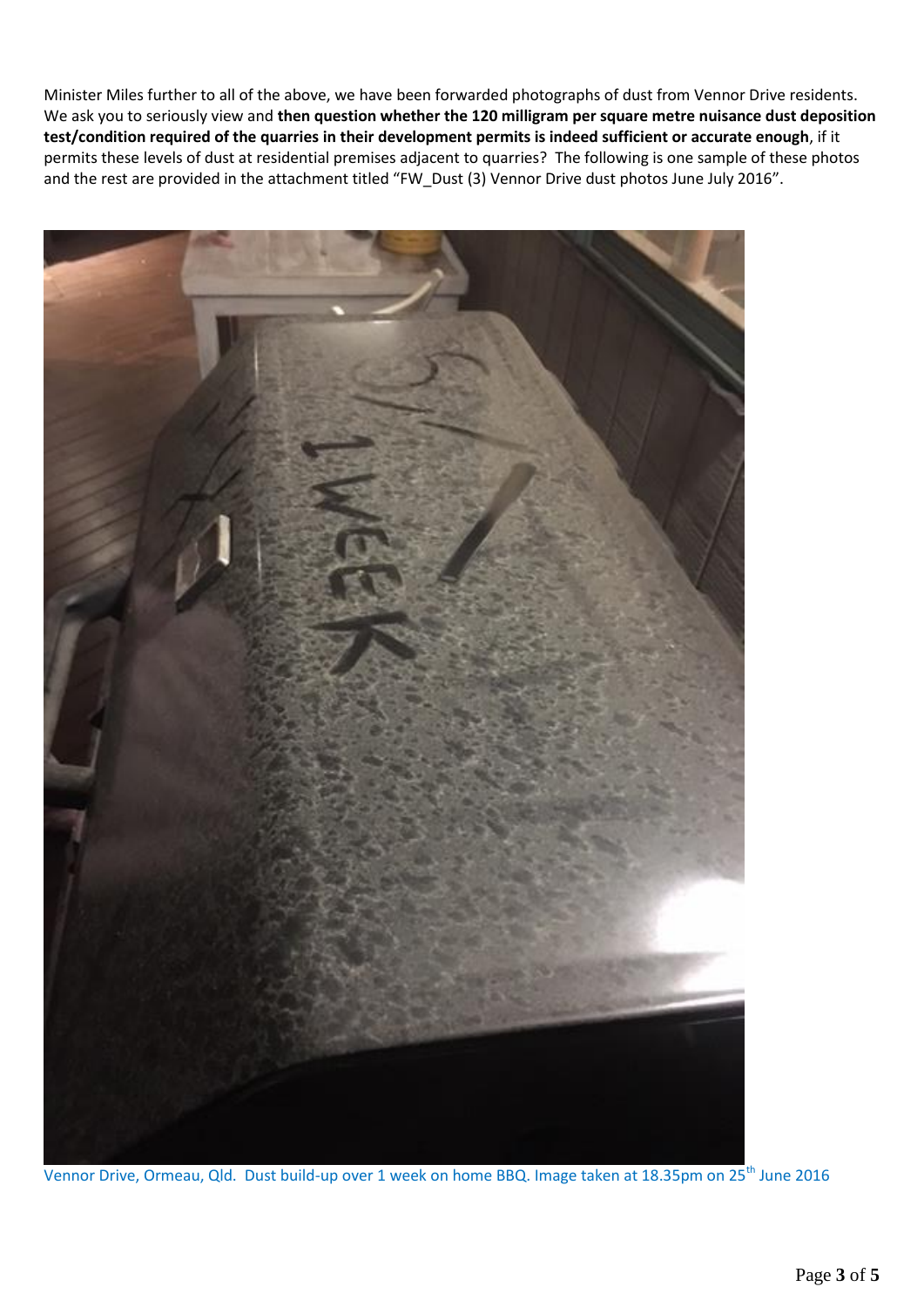Minister Miles further to all of the above, we have been forwarded photographs of dust from Vennor Drive residents. We ask you to seriously view and **then question whether the 120 milligram per square metre nuisance dust deposition test/condition required of the quarries in their development permits is indeed sufficient or accurate enough**, if it permits these levels of dust at residential premises adjacent to quarries? The following is one sample of these photos and the rest are provided in the attachment titled "FW_Dust (3) Vennor Drive dust photos June July 2016".

Vennor Drive, Ormeau, Qld. Dust build-up over 1 week on home BBQ. Image taken at 18.35pm on 25th June 2016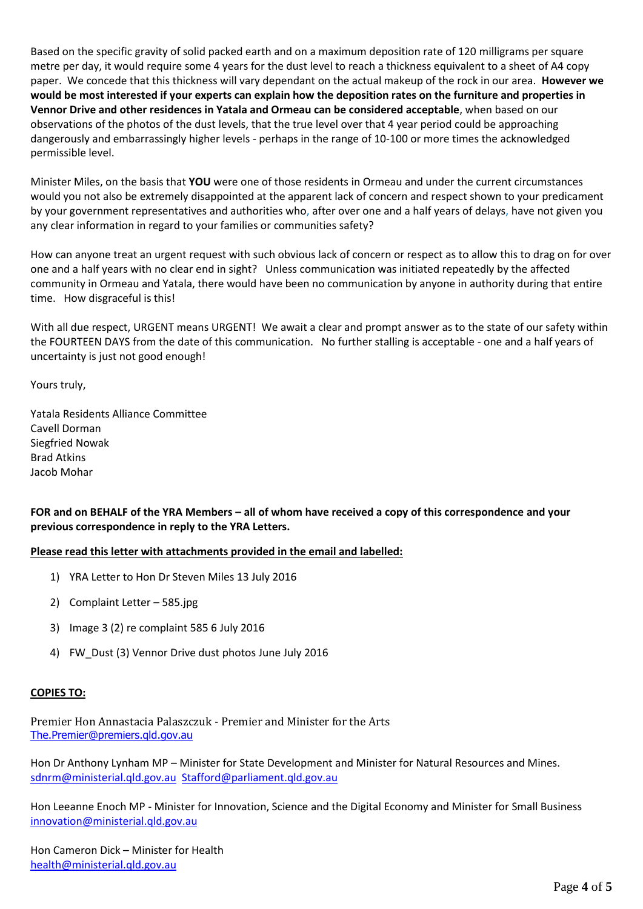Based on the specific gravity of solid packed earth and on a maximum deposition rate of 120 milligrams per square metre per day, it would require some 4 years for the dust level to reach a thickness equivalent to a sheet of A4 copy paper. We concede that this thickness will vary dependant on the actual makeup of the rock in our area. **However we would be most interested if your experts can explain how the deposition rates on the furniture and properties in Vennor Drive and other residences in Yatala and Ormeau can be considered acceptable**, when based on our observations of the photos of the dust levels, that the true level over that 4 year period could be approaching dangerously and embarrassingly higher levels - perhaps in the range of 10-100 or more times the acknowledged permissible level.

Minister Miles, on the basis that **YOU** were one of those residents in Ormeau and under the current circumstances would you not also be extremely disappointed at the apparent lack of concern and respect shown to your predicament by your government representatives and authorities who, after over one and a half years of delays, have not given you any clear information in regard to your families or communities safety?

How can anyone treat an urgent request with such obvious lack of concern or respect as to allow this to drag on for over one and a half years with no clear end in sight? Unless communication was initiated repeatedly by the affected community in Ormeau and Yatala, there would have been no communication by anyone in authority during that entire time. How disgraceful is this!

With all due respect, URGENT means URGENT! We await a clear and prompt answer as to the state of our safety within the FOURTEEN DAYS from the date of this communication. No further stalling is acceptable - one and a half years of uncertainty is just not good enough!

Yours truly,

Yatala Residents Alliance Committee
Cavell Dorman
Siegfried Nowak
Brad Atkins
Jacob Mohar

**FOR and on BEHALF of the YRA Members – all of whom have received a copy of this correspondence and your previous correspondence in reply to the YRA Letters.**

**<u>Please read this letter with attachments provided in the email and labelled:</u>**

1) YRA Letter to Hon Dr Steven Miles 13 July 2016
2) Complaint Letter – 585.jpg
3) Image 3 (2) re complaint 585 6 July 2016
4) FW_Dust (3) Vennor Drive dust photos June July 2016

**<u>COPIES TO:</u>**

Premier Hon Annastacia Palaszczuk - Premier and Minister for the Arts
The.Premier@premiers.qld.gov.au

Hon Dr Anthony Lynham MP – Minister for State Development and Minister for Natural Resources and Mines.
sdnrm@ministerial.qld.gov.au Stafford@parliament.qld.gov.au

Hon Leeanne Enoch MP - Minister for Innovation, Science and the Digital Economy and Minister for Small Business
innovation@ministerial.qld.gov.au

Hon Cameron Dick – Minister for Health
health@ministerial.qld.gov.au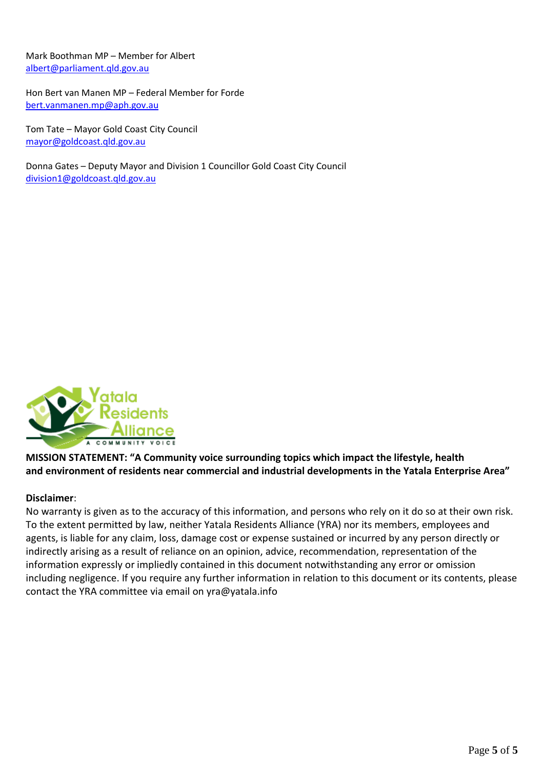Mark Boothman MP – Member for Albert
albert@parliament.qld.gov.au

Hon Bert van Manen MP – Federal Member for Forde
bert.vanmanen.mp@aph.gov.au

Tom Tate – Mayor Gold Coast City Council
mayor@goldcoast.qld.gov.au

Donna Gates – Deputy Mayor and Division 1 Councillor Gold Coast City Council
division1@goldcoast.qld.gov.au

Yatala Residents Alliance
A COMMUNITY VOICE

**MISSION STATEMENT: "A Community voice surrounding topics which impact the lifestyle, health and environment of residents near commercial and industrial developments in the Yatala Enterprise Area"**

**Disclaimer**:
No warranty is given as to the accuracy of this information, and persons who rely on it do so at their own risk. To the extent permitted by law, neither Yatala Residents Alliance (YRA) nor its members, employees and agents, is liable for any claim, loss, damage cost or expense sustained or incurred by any person directly or indirectly arising as a result of reliance on an opinion, advice, recommendation, representation of the information expressly or impliedly contained in this document notwithstanding any error or omission including negligence. If you require any further information in relation to this document or its contents, please contact the YRA committee via email on yra@yatala.info